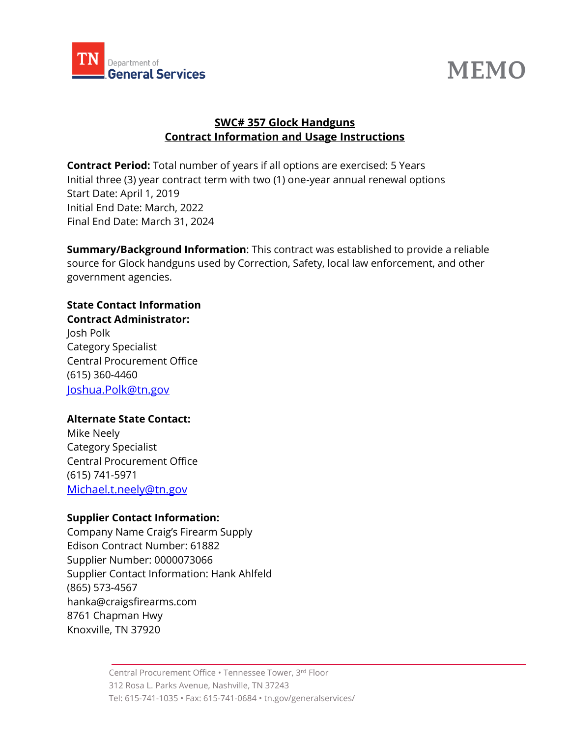TN Department of General Services

# MEMO

## SWC# 357 Glock Handguns
## Contract Information and Usage Instructions

**Contract Period:** Total number of years if all options are exercised: 5 Years
Initial three (3) year contract term with two (1) one-year annual renewal options
Start Date: April 1, 2019
Initial End Date: March, 2022
Final End Date: March 31, 2024

**Summary/Background Information**: This contract was established to provide a reliable source for Glock handguns used by Correction, Safety, local law enforcement, and other government agencies.

**State Contact Information**
**Contract Administrator:**
Josh Polk
Category Specialist
Central Procurement Office
(615) 360-4460
Joshua.Polk@tn.gov

**Alternate State Contact:**
Mike Neely
Category Specialist
Central Procurement Office
(615) 741-5971
Michael.t.neely@tn.gov

**Supplier Contact Information:**
Company Name Craig's Firearm Supply
Edison Contract Number: 61882
Supplier Number: 0000073066
Supplier Contact Information: Hank Ahlfeld
(865) 573-4567
hanka@craigsfirearms.com
8761 Chapman Hwy
Knoxville, TN 37920

Central Procurement Office • Tennessee Tower, 3rd Floor
312 Rosa L. Parks Avenue, Nashville, TN 37243
Tel: 615-741-1035 • Fax: 615-741-0684 • tn.gov/generalservices/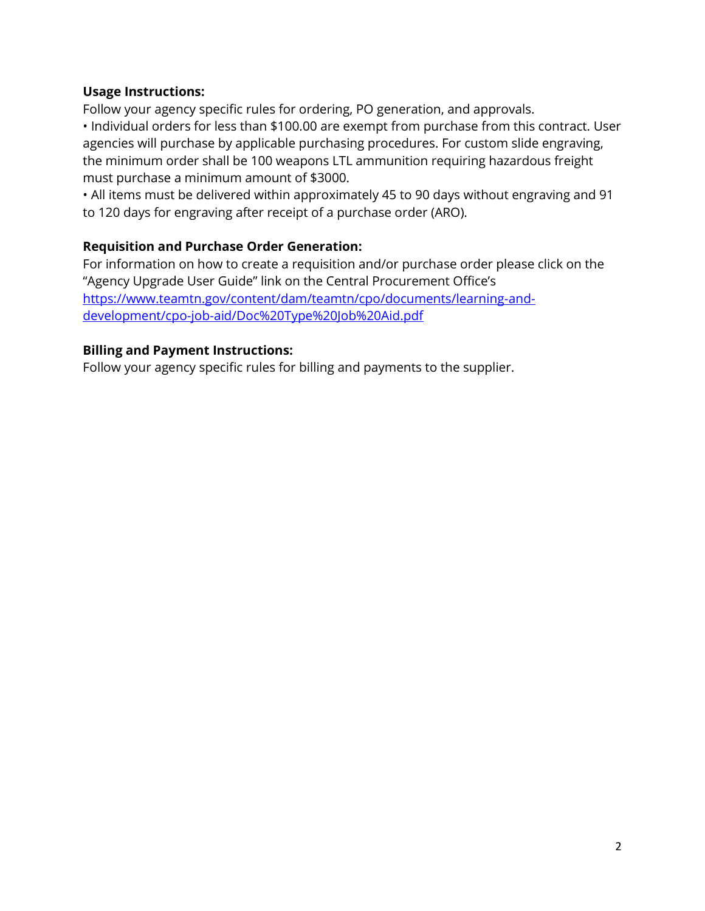**Usage Instructions:**

Follow your agency specific rules for ordering, PO generation, and approvals.

• Individual orders for less than $100.00 are exempt from purchase from this contract. User agencies will purchase by applicable purchasing procedures. For custom slide engraving, the minimum order shall be 100 weapons LTL ammunition requiring hazardous freight must purchase a minimum amount of $3000.

• All items must be delivered within approximately 45 to 90 days without engraving and 91 to 120 days for engraving after receipt of a purchase order (ARO).

**Requisition and Purchase Order Generation:**

For information on how to create a requisition and/or purchase order please click on the "Agency Upgrade User Guide" link on the Central Procurement Office's [https://www.teamtn.gov/content/dam/teamtn/cpo/documents/learning-and-development/cpo-job-aid/Doc%20Type%20Job%20Aid.pdf](https://www.teamtn.gov/content/dam/teamtn/cpo/documents/learning-and-development/cpo-job-aid/Doc%20Type%20Job%20Aid.pdf)

**Billing and Payment Instructions:**

Follow your agency specific rules for billing and payments to the supplier.